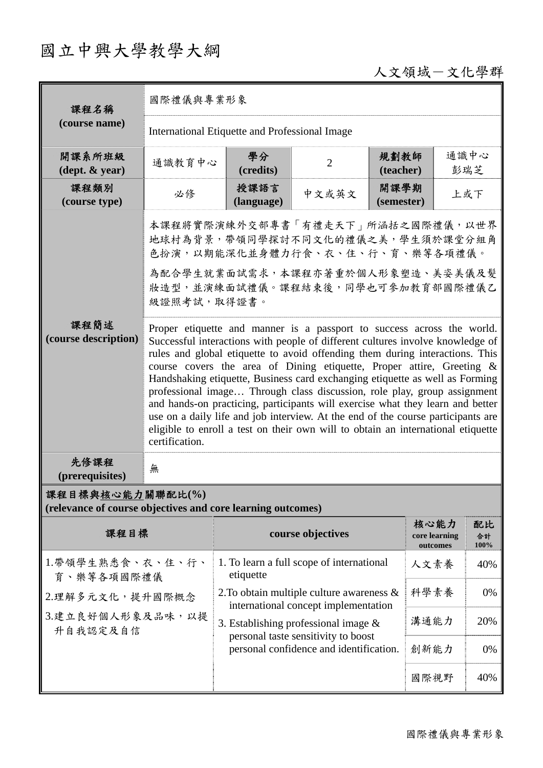# 國立中興大學教學大綱

人文領域－文化學群

| | | | | | |
|---|---|---|---|---|---|
| 課程名稱<br>(course name) | 國際禮儀與專業形象 | | | | |
| | International Etiquette and Professional Image | | | | |
| 開課系所班級<br>(dept. & year) | 通識教育中心 | 學分<br>(credits) | 2 | 規劃教師<br>(teacher) | 通識中心<br>彭瑞芝 |
| 課程類別<br>(course type) | 必修 | 授課語言<br>(language) | 中文或英文 | 開課學期<br>(semester) | 上或下 |
| 課程簡述<br>(course description) | 本課程將實際演練外交部專書「有禮走天下」所涵括之國際禮儀，以世界地球村為背景，帶領同學探討不同文化的禮儀之美，學生須於課堂分組角色扮演，以期能深化並身體力行食、衣、住、行、育、樂等各項禮儀。<br>為配合學生就業面試需求，本課程亦著重於個人形象塑造、美姿美儀及髮妝造型，並演練面試禮儀。課程結束後，同學也可參加教育部國際禮儀乙級證照考試，取得證書。 | | | | |
| | Proper etiquette and manner is a passport to success across the world. Successful interactions with people of different cultures involve knowledge of rules and global etiquette to avoid offending them during interactions. This course covers the area of Dining etiquette, Proper attire, Greeting & Handshaking etiquette, Business card exchanging etiquette as well as Forming professional image… Through class discussion, role play, group assignment and hands-on practicing, participants will exercise what they learn and better use on a daily life and job interview. At the end of the course participants are eligible to enroll a test on their own will to obtain an international etiquette certification. | | | | |
| 先修課程<br>(prerequisites) | 無 | | | | |

**課程目標與核心能力關聯配比(%)**
**(relevance of course objectives and core learning outcomes)**

| 課程目標 | course objectives | 核心能力<br>core learning outcomes | 配比<br>合計<br>100% |
|---|---|---|---|
| 1.帶領學生熟悉食、衣、住、行、育、樂等各項國際禮儀<br>2.理解多元文化，提升國際概念<br>3.建立良好個人形象及品味，以提升自我認定及自信 | 1. To learn a full scope of international etiquette<br>2.To obtain multiple culture awareness & international concept implementation<br>3. Establishing professional image & personal taste sensitivity to boost personal confidence and identification. | 人文素養 | 40% |
| | | 科學素養 | 0% |
| | | 溝通能力 | 20% |
| | | 創新能力 | 0% |
| | | 國際視野 | 40% |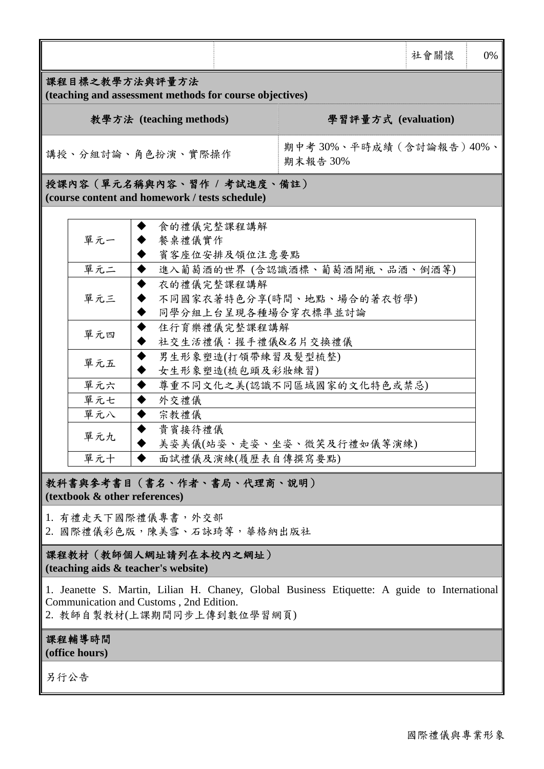| | | |
|---|---|---|
| | 社會關懷 | 0% |

## 課程目標之教學方法與評量方法 (teaching and assessment methods for course objectives)

| 教學方法 (teaching methods) | 學習評量方式 (evaluation) |
|---|---|
| 講授、分組討論、角色扮演、實際操作 | 期中考 30%、平時成績（含討論報告）40%、期末報告 30% |

## 授課內容（單元名稱與內容、習作 / 考試進度、備註） (course content and homework / tests schedule)

| | |
|---|---|
| 單元一 | ◆ 食的禮儀完整課程講解<br>◆ 餐桌禮儀實作<br>◆ 賓客座位安排及領位注意要點 |
| 單元二 | ◆ 進入葡萄酒的世界 (含認識酒標、葡萄酒開瓶、品酒、倒酒等) |
| 單元三 | ◆ 衣的禮儀完整課程講解<br>◆ 不同國家衣著特色分享(時間、地點、場合的著衣哲學)<br>◆ 同學分組上台呈現各種場合穿衣標準並討論 |
| 單元四 | ◆ 住行育樂禮儀完整課程講解<br>◆ 社交生活禮儀：握手禮儀&名片交換禮儀 |
| 單元五 | ◆ 男生形象塑造(打領帶練習及髮型梳整)<br>◆ 女生形象塑造(梳包頭及彩妝練習) |
| 單元六 | ◆ 尊重不同文化之美(認識不同區域國家的文化特色或禁忌) |
| 單元七 | ◆ 外交禮儀 |
| 單元八 | ◆ 宗教禮儀 |
| 單元九 | ◆ 貴賓接待禮儀<br>◆ 美姿美儀(站姿、走姿、坐姿、微笑及行禮如儀等演練) |
| 單元十 | ◆ 面試禮儀及演練(履歷表自傳撰寫要點) |

## 教科書與參考書目（書名、作者、書局、代理商、說明） (textbook & other references)

1. 有禮走天下國際禮儀專書，外交部
2. 國際禮儀彩色版，陳美雪、石詠琦等，華格納出版社

## 課程教材（教師個人網址請列在本校內之網址） (teaching aids & teacher's website)

1. Jeanette S. Martin, Lilian H. Chaney, Global Business Etiquette: A guide to International Communication and Customs , 2nd Edition.
2. 教師自製教材(上課期間同步上傳到數位學習網頁)

## 課程輔導時間 (office hours)

另行公告